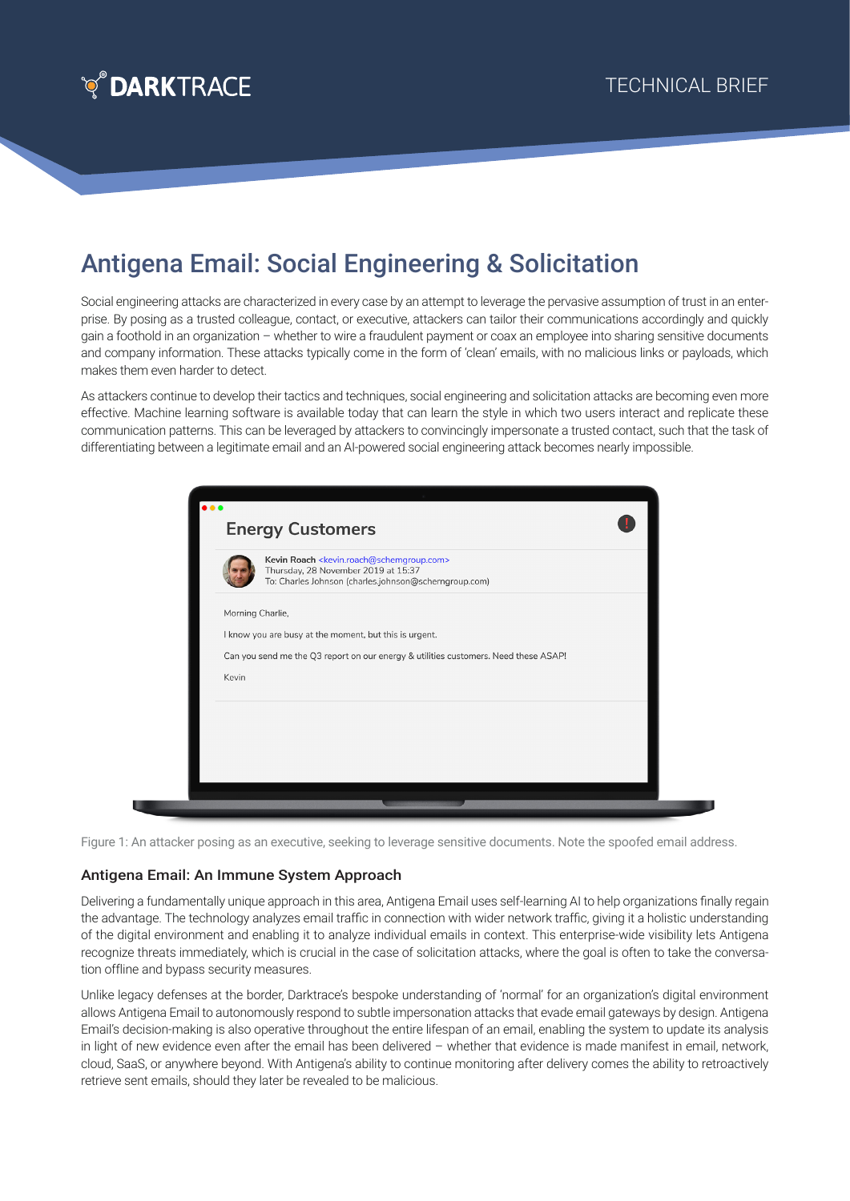# Antigena Email: Social Engineering & Solicitation

Social engineering attacks are characterized in every case by an attempt to leverage the pervasive assumption of trust in an enterprise. By posing as a trusted colleague, contact, or executive, attackers can tailor their communications accordingly and quickly gain a foothold in an organization – whether to wire a fraudulent payment or coax an employee into sharing sensitive documents and company information. These attacks typically come in the form of 'clean' emails, with no malicious links or payloads, which makes them even harder to detect.

As attackers continue to develop their tactics and techniques, social engineering and solicitation attacks are becoming even more effective. Machine learning software is available today that can learn the style in which two users interact and replicate these communication patterns. This can be leveraged by attackers to convincingly impersonate a trusted contact, such that the task of differentiating between a legitimate email and an AI-powered social engineering attack becomes nearly impossible.

Figure 1: An attacker posing as an executive, seeking to leverage sensitive documents. Note the spoofed email address.

## Antigena Email: An Immune System Approach

Delivering a fundamentally unique approach in this area, Antigena Email uses self-learning AI to help organizations finally regain the advantage. The technology analyzes email traffic in connection with wider network traffic, giving it a holistic understanding of the digital environment and enabling it to analyze individual emails in context. This enterprise-wide visibility lets Antigena recognize threats immediately, which is crucial in the case of solicitation attacks, where the goal is often to take the conversation offline and bypass security measures.

Unlike legacy defenses at the border, Darktrace's bespoke understanding of 'normal' for an organization's digital environment allows Antigena Email to autonomously respond to subtle impersonation attacks that evade email gateways by design. Antigena Email's decision-making is also operative throughout the entire lifespan of an email, enabling the system to update its analysis in light of new evidence even after the email has been delivered – whether that evidence is made manifest in email, network, cloud, SaaS, or anywhere beyond. With Antigena's ability to continue monitoring after delivery comes the ability to retroactively retrieve sent emails, should they later be revealed to be malicious.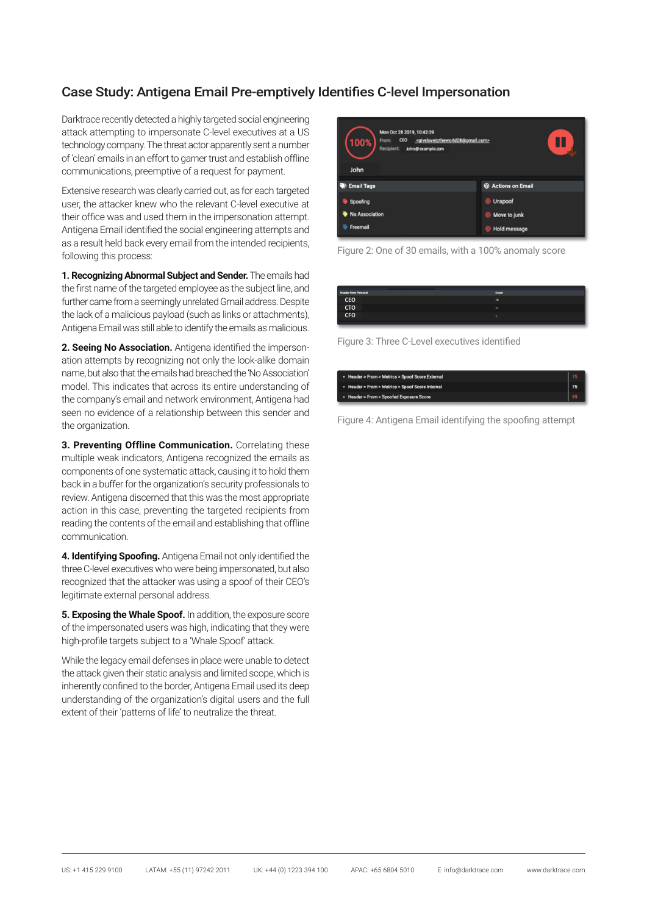## Case Study: Antigena Email Pre-emptively Identifies C-level Impersonation

Darktrace recently detected a highly targeted social engineering attack attempting to impersonate C-level executives at a US technology company. The threat actor apparently sent a number of 'clean' emails in an effort to garner trust and establish offline communications, preemptive of a request for payment.

Extensive research was clearly carried out, as for each targeted user, the attacker knew who the relevant C-level executive at their office was and used them in the impersonation attempt. Antigena Email identified the social engineering attempts and as a result held back every email from the intended recipients, following this process:

**1. Recognizing Abnormal Subject and Sender.** The emails had the first name of the targeted employee as the subject line, and further came from a seemingly unrelated Gmail address. Despite the lack of a malicious payload (such as links or attachments), Antigena Email was still able to identify the emails as malicious.

**2. Seeing No Association.** Antigena identified the impersonation attempts by recognizing not only the look-alike domain name, but also that the emails had breached the 'No Association' model. This indicates that across its entire understanding of the company's email and network environment, Antigena had seen no evidence of a relationship between this sender and the organization.

**3. Preventing Offline Communication.** Correlating these multiple weak indicators, Antigena recognized the emails as components of one systematic attack, causing it to hold them back in a buffer for the organization's security professionals to review. Antigena discerned that this was the most appropriate action in this case, preventing the targeted recipients from reading the contents of the email and establishing that offline communication.

**4. Identifying Spoofing.** Antigena Email not only identified the three C-level executives who were being impersonated, but also recognized that the attacker was using a spoof of their CEO's legitimate external personal address.

**5. Exposing the Whale Spoof.** In addition, the exposure score of the impersonated users was high, indicating that they were high-profile targets subject to a 'Whale Spoof' attack.

While the legacy email defenses in place were unable to detect the attack given their static analysis and limited scope, which is inherently confined to the border, Antigena Email used its deep understanding of the organization's digital users and the full extent of their 'patterns of life' to neutralize the threat.

Figure 2: One of 30 emails, with a 100% anomaly score

Figure 3: Three C-Level executives identified

Figure 4: Antigena Email identifying the spoofing attempt